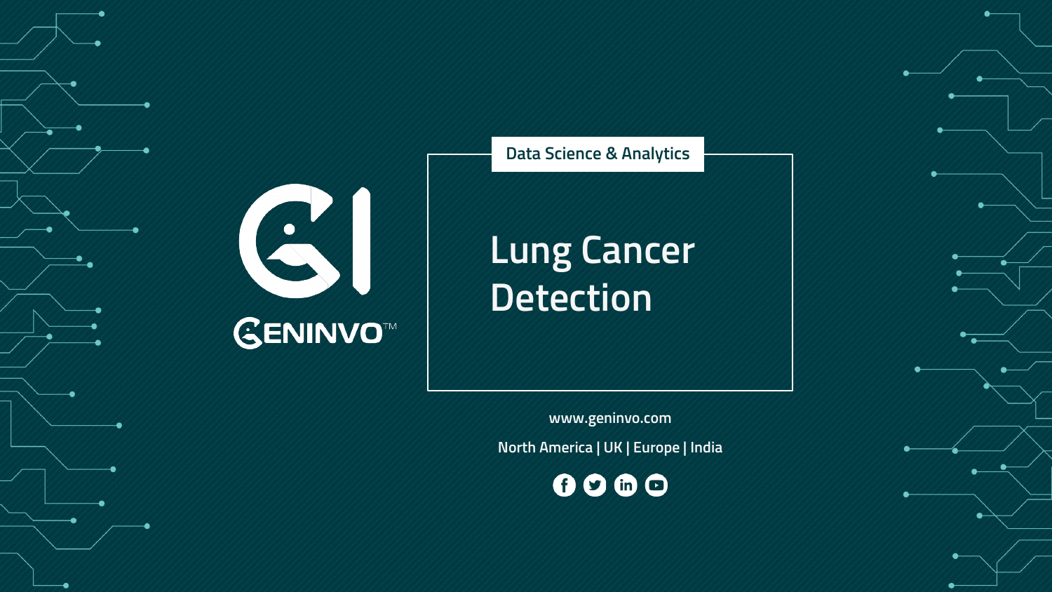GENINVO™

Data Science & Analytics

# Lung Cancer Detection

www.geninvo.com

North America | UK | Europe | India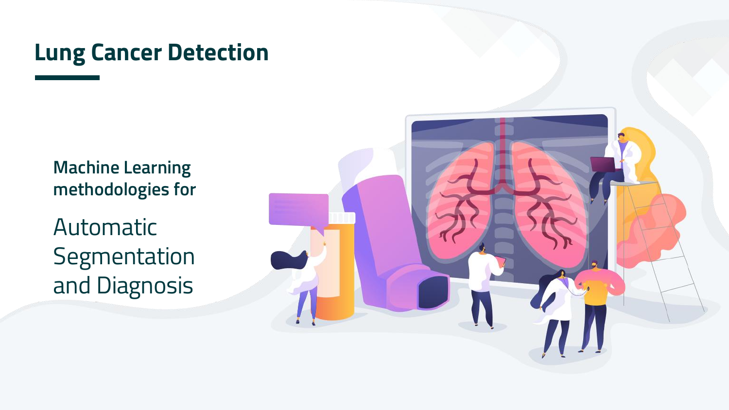# Lung Cancer Detection

**Machine Learning methodologies for**

Automatic Segmentation and Diagnosis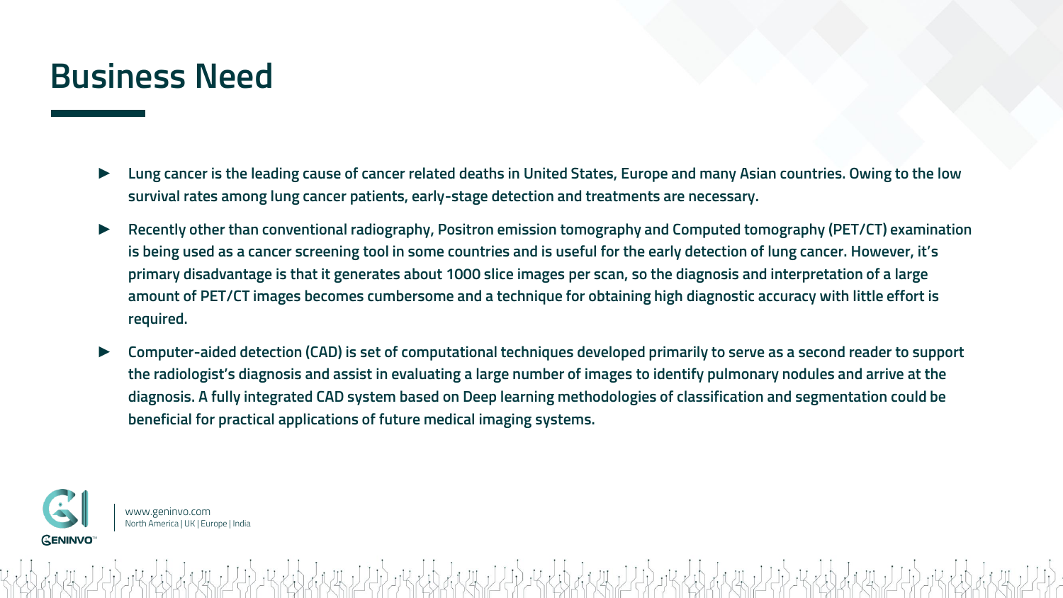# Business Need

- **Lung cancer is the leading cause of cancer related deaths in United States, Europe and many Asian countries. Owing to the low survival rates among lung cancer patients, early-stage detection and treatments are necessary.**
- **Recently other than conventional radiography, Positron emission tomography and Computed tomography (PET/CT) examination is being used as a cancer screening tool in some countries and is useful for the early detection of lung cancer. However, it's primary disadvantage is that it generates about 1000 slice images per scan, so the diagnosis and interpretation of a large amount of PET/CT images becomes cumbersome and a technique for obtaining high diagnostic accuracy with little effort is required.**
- **Computer-aided detection (CAD) is set of computational techniques developed primarily to serve as a second reader to support the radiologist's diagnosis and assist in evaluating a large number of images to identify pulmonary nodules and arrive at the diagnosis. A fully integrated CAD system based on Deep learning methodologies of classification and segmentation could be beneficial for practical applications of future medical imaging systems.**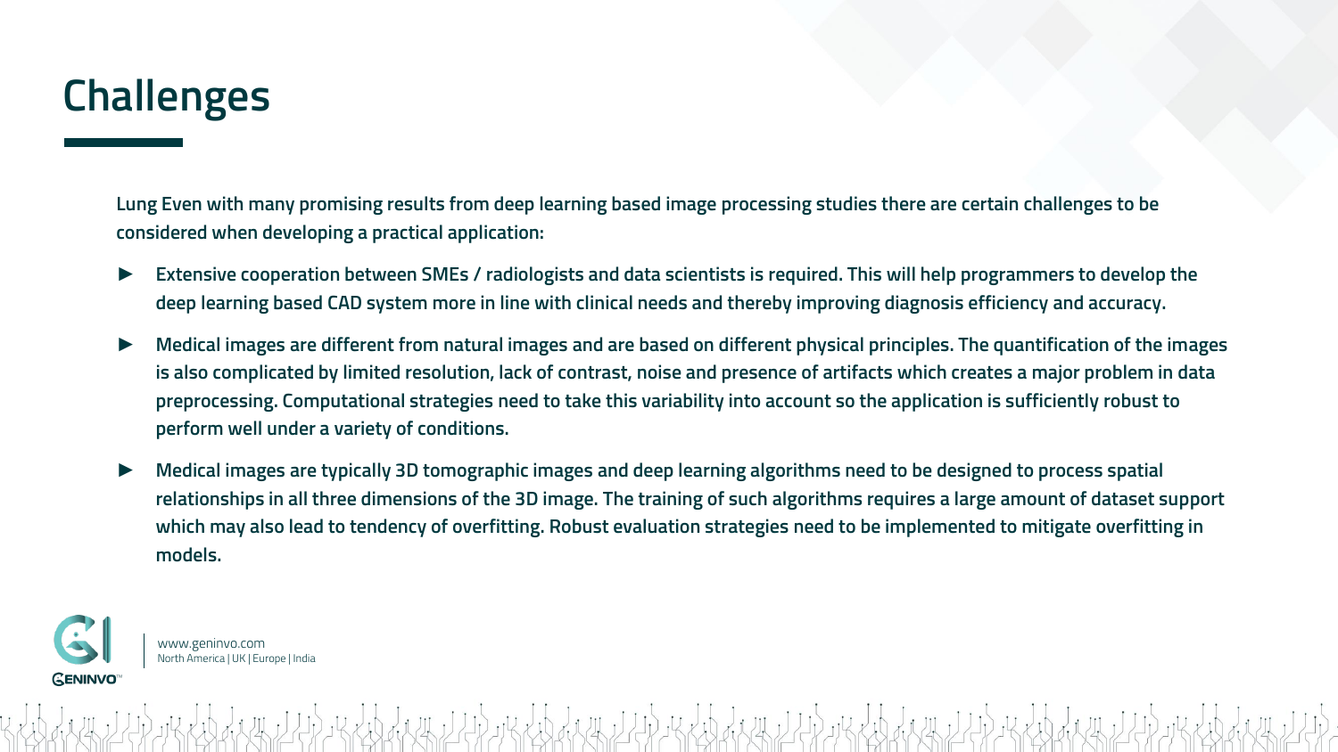# Challenges

Lung Even with many promising results from deep learning based image processing studies there are certain challenges to be considered when developing a practical application:

- Extensive cooperation between SMEs / radiologists and data scientists is required. This will help programmers to develop the deep learning based CAD system more in line with clinical needs and thereby improving diagnosis efficiency and accuracy.
- Medical images are different from natural images and are based on different physical principles. The quantification of the images is also complicated by limited resolution, lack of contrast, noise and presence of artifacts which creates a major problem in data preprocessing. Computational strategies need to take this variability into account so the application is sufficiently robust to perform well under a variety of conditions.
- Medical images are typically 3D tomographic images and deep learning algorithms need to be designed to process spatial relationships in all three dimensions of the 3D image. The training of such algorithms requires a large amount of dataset support which may also lead to tendency of overfitting. Robust evaluation strategies need to be implemented to mitigate overfitting in models.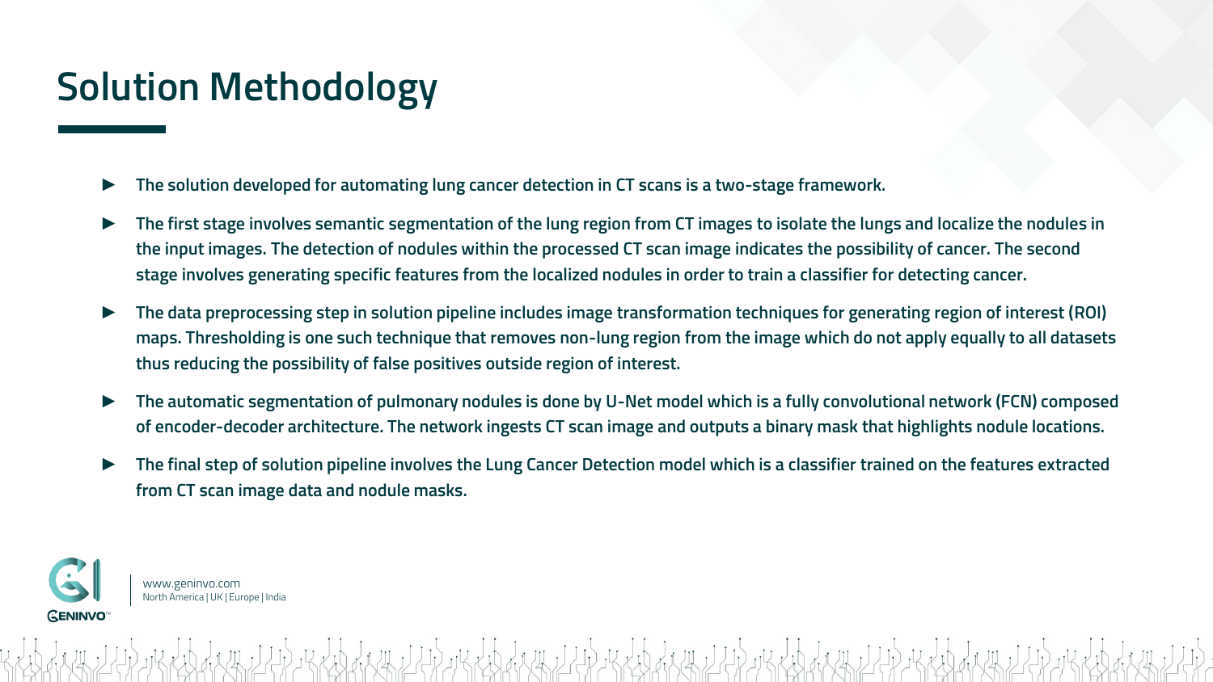# Solution Methodology

- The solution developed for automating lung cancer detection in CT scans is a two-stage framework.
- The first stage involves semantic segmentation of the lung region from CT images to isolate the lungs and localize the nodules in the input images. The detection of nodules within the processed CT scan image indicates the possibility of cancer. The second stage involves generating specific features from the localized nodules in order to train a classifier for detecting cancer.
- The data preprocessing step in solution pipeline includes image transformation techniques for generating region of interest (ROI) maps. Thresholding is one such technique that removes non-lung region from the image which do not apply equally to all datasets thus reducing the possibility of false positives outside region of interest.
- The automatic segmentation of pulmonary nodules is done by U-Net model which is a fully convolutional network (FCN) composed of encoder-decoder architecture. The network ingests CT scan image and outputs a binary mask that highlights nodule locations.
- The final step of solution pipeline involves the Lung Cancer Detection model which is a classifier trained on the features extracted from CT scan image data and nodule masks.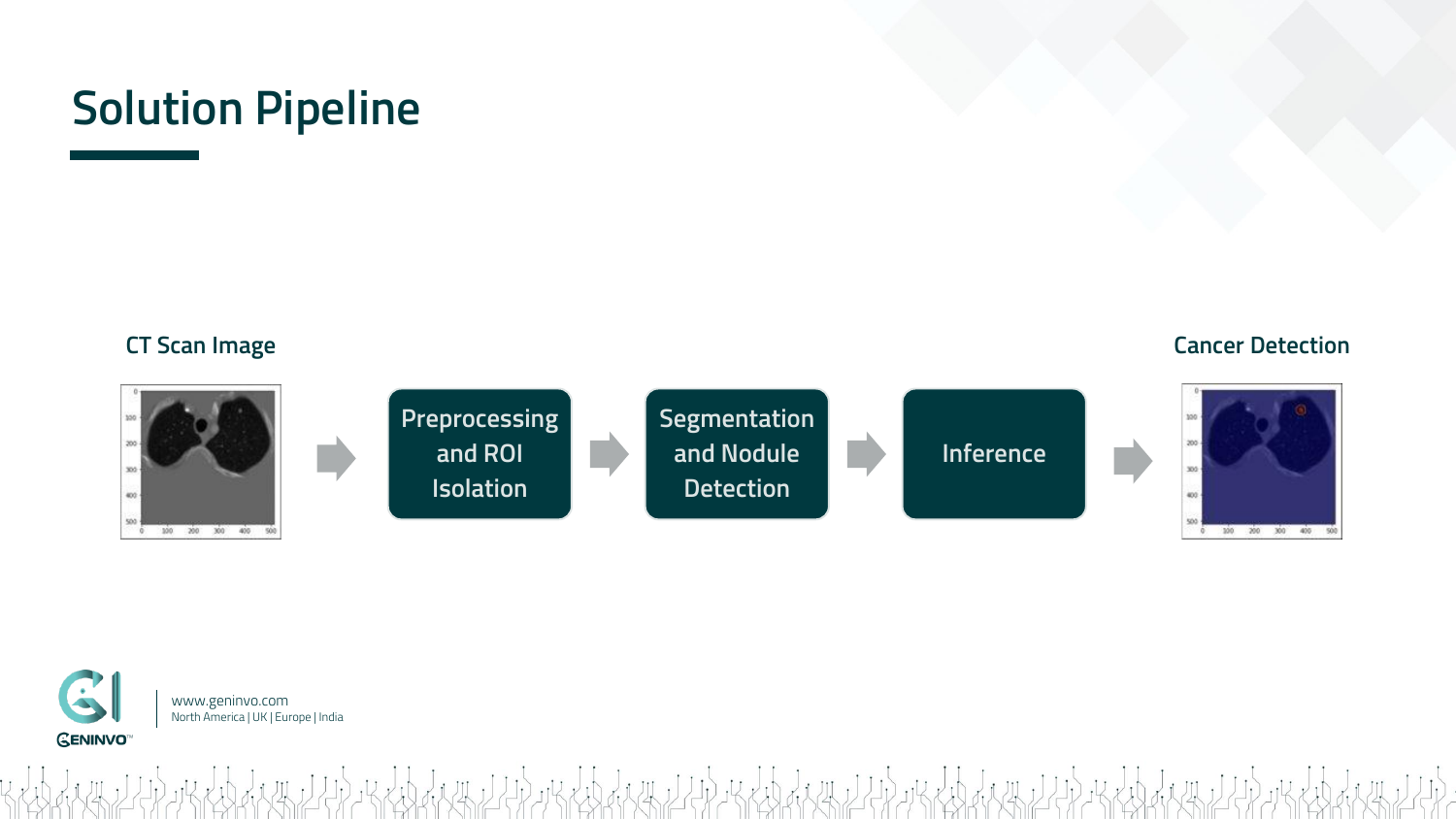# Solution Pipeline

CT Scan Image → Preprocessing and ROI Isolation → Segmentation and Nodule Detection → Inference → Cancer Detection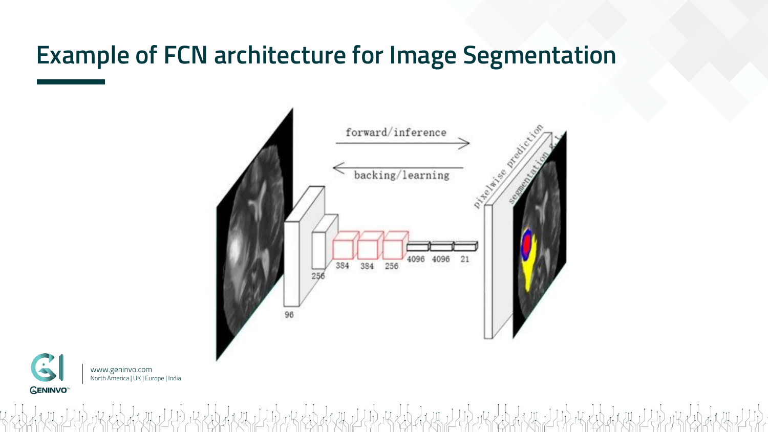# Example of FCN architecture for Image Segmentation

forward/inference

backing/learning

96

256

384 384 256

4096 4096 21

pixelwise prediction

segmentation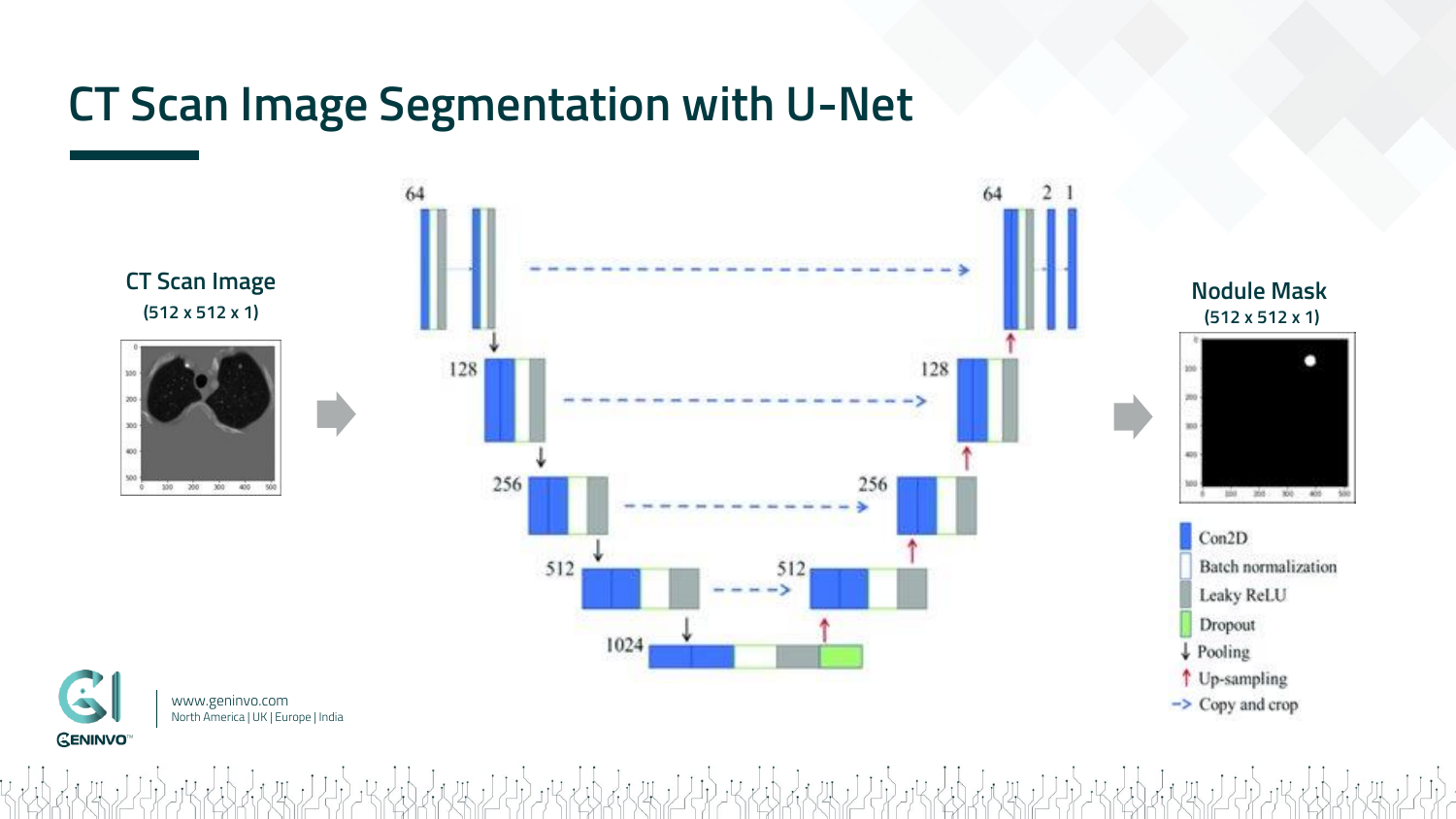# CT Scan Image Segmentation with U-Net

**CT Scan Image**
(512 x 512 x 1)

**Nodule Mask**
(512 x 512 x 1)

- Con2D
- Batch normalization
- Leaky ReLU
- Dropout
- ↓ Pooling
- ↑ Up-sampling
- --> Copy and crop

www.geninvo.com
North America | UK | Europe | India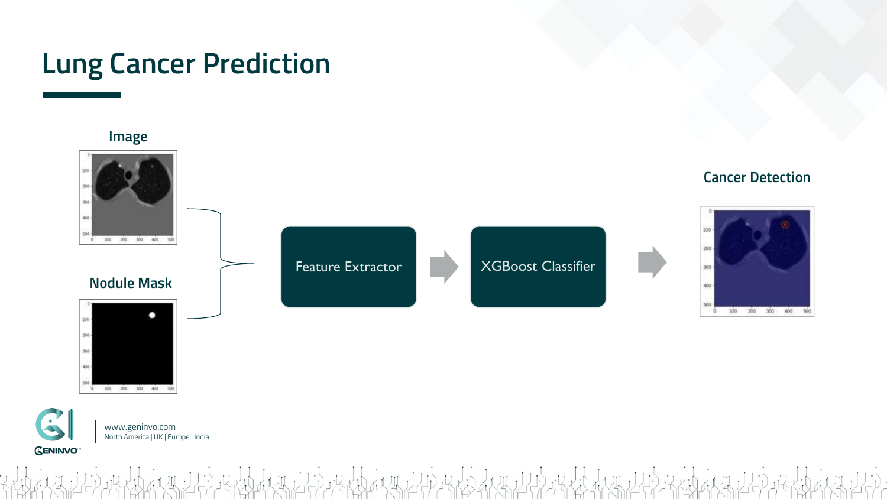# Lung Cancer Prediction

Image

Nodule Mask

Feature Extractor

XGBoost Classifier

Cancer Detection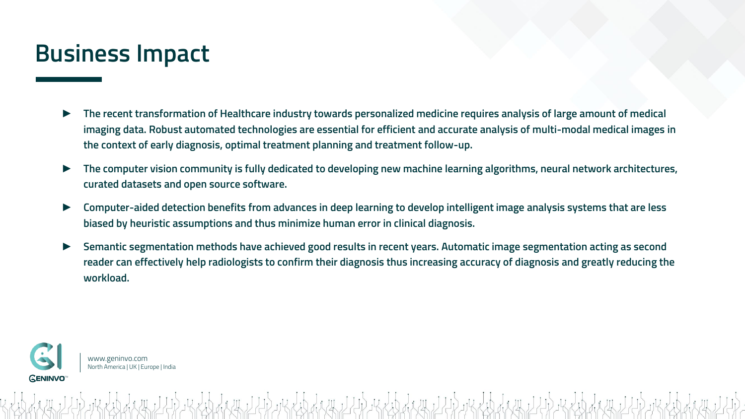# Business Impact

- **The recent transformation of Healthcare industry towards personalized medicine requires analysis of large amount of medical imaging data. Robust automated technologies are essential for efficient and accurate analysis of multi-modal medical images in the context of early diagnosis, optimal treatment planning and treatment follow-up.**
- **The computer vision community is fully dedicated to developing new machine learning algorithms, neural network architectures, curated datasets and open source software.**
- **Computer-aided detection benefits from advances in deep learning to develop intelligent image analysis systems that are less biased by heuristic assumptions and thus minimize human error in clinical diagnosis.**
- **Semantic segmentation methods have achieved good results in recent years. Automatic image segmentation acting as second reader can effectively help radiologists to confirm their diagnosis thus increasing accuracy of diagnosis and greatly reducing the workload.**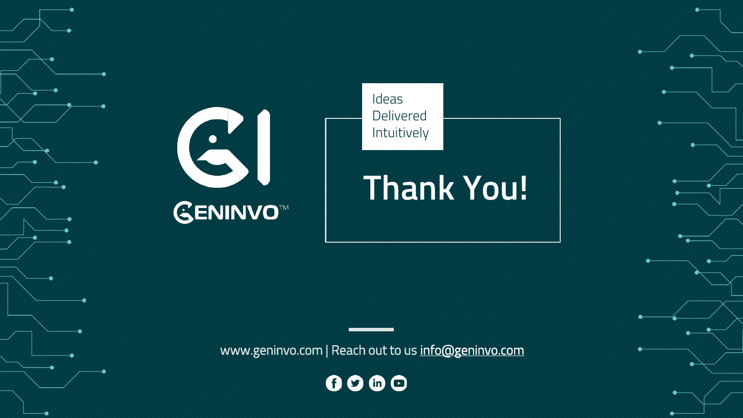GENINVO™

Ideas
Delivered
Intuitively

# Thank You!

www.geninvo.com | Reach out to us info@geninvo.com